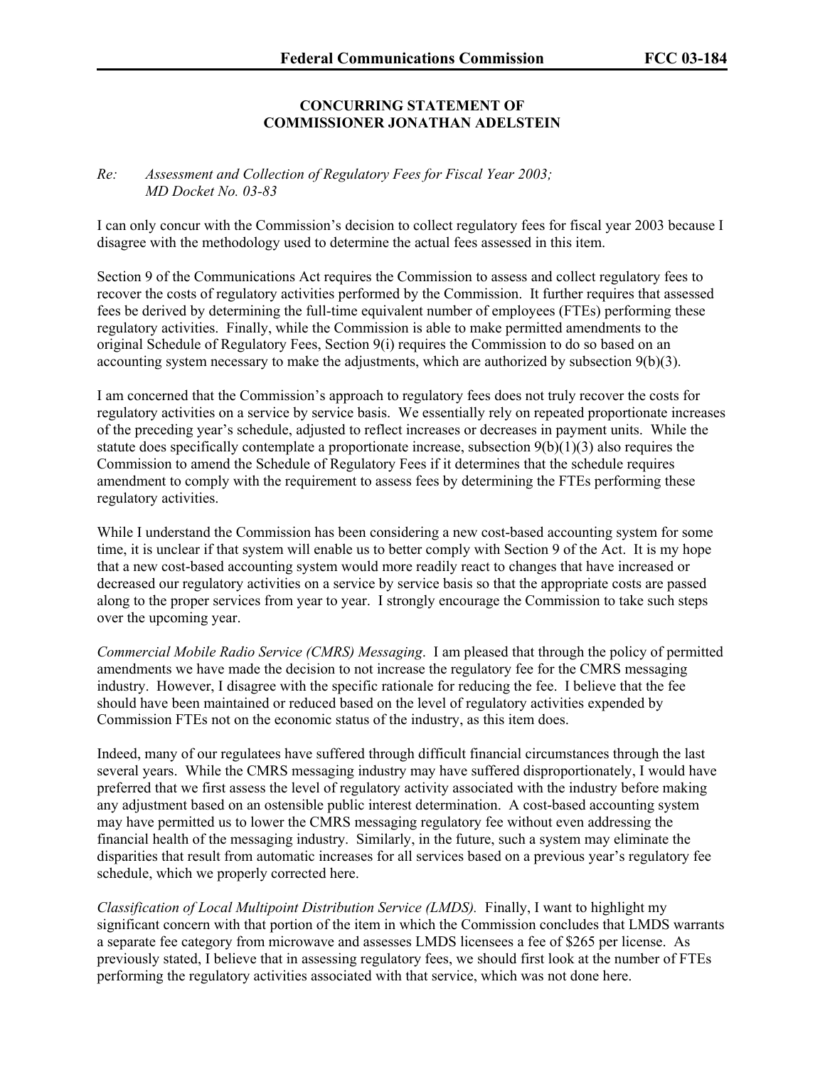**CONCURRING STATEMENT OF**
**COMMISSIONER JONATHAN ADELSTEIN**

*Re: Assessment and Collection of Regulatory Fees for Fiscal Year 2003; MD Docket No. 03-83*

I can only concur with the Commission's decision to collect regulatory fees for fiscal year 2003 because I disagree with the methodology used to determine the actual fees assessed in this item.

Section 9 of the Communications Act requires the Commission to assess and collect regulatory fees to recover the costs of regulatory activities performed by the Commission. It further requires that assessed fees be derived by determining the full-time equivalent number of employees (FTEs) performing these regulatory activities. Finally, while the Commission is able to make permitted amendments to the original Schedule of Regulatory Fees, Section 9(i) requires the Commission to do so based on an accounting system necessary to make the adjustments, which are authorized by subsection 9(b)(3).

I am concerned that the Commission's approach to regulatory fees does not truly recover the costs for regulatory activities on a service by service basis. We essentially rely on repeated proportionate increases of the preceding year's schedule, adjusted to reflect increases or decreases in payment units. While the statute does specifically contemplate a proportionate increase, subsection 9(b)(1)(3) also requires the Commission to amend the Schedule of Regulatory Fees if it determines that the schedule requires amendment to comply with the requirement to assess fees by determining the FTEs performing these regulatory activities.

While I understand the Commission has been considering a new cost-based accounting system for some time, it is unclear if that system will enable us to better comply with Section 9 of the Act. It is my hope that a new cost-based accounting system would more readily react to changes that have increased or decreased our regulatory activities on a service by service basis so that the appropriate costs are passed along to the proper services from year to year. I strongly encourage the Commission to take such steps over the upcoming year.

*Commercial Mobile Radio Service (CMRS) Messaging*. I am pleased that through the policy of permitted amendments we have made the decision to not increase the regulatory fee for the CMRS messaging industry. However, I disagree with the specific rationale for reducing the fee. I believe that the fee should have been maintained or reduced based on the level of regulatory activities expended by Commission FTEs not on the economic status of the industry, as this item does.

Indeed, many of our regulatees have suffered through difficult financial circumstances through the last several years. While the CMRS messaging industry may have suffered disproportionally, I would have preferred that we first assess the level of regulatory activity associated with the industry before making any adjustment based on an ostensible public interest determination. A cost-based accounting system may have permitted us to lower the CMRS messaging regulatory fee without even addressing the financial health of the messaging industry. Similarly, in the future, such a system may eliminate the disparities that result from automatic increases for all services based on a previous year's regulatory fee schedule, which we properly corrected here.

*Classification of Local Multipoint Distribution Service (LMDS).* Finally, I want to highlight my significant concern with that portion of the item in which the Commission concludes that LMDS warrants a separate fee category from microwave and assesses LMDS licensees a fee of $265 per license. As previously stated, I believe that in assessing regulatory fees, we should first look at the number of FTEs performing the regulatory activities associated with that service, which was not done here.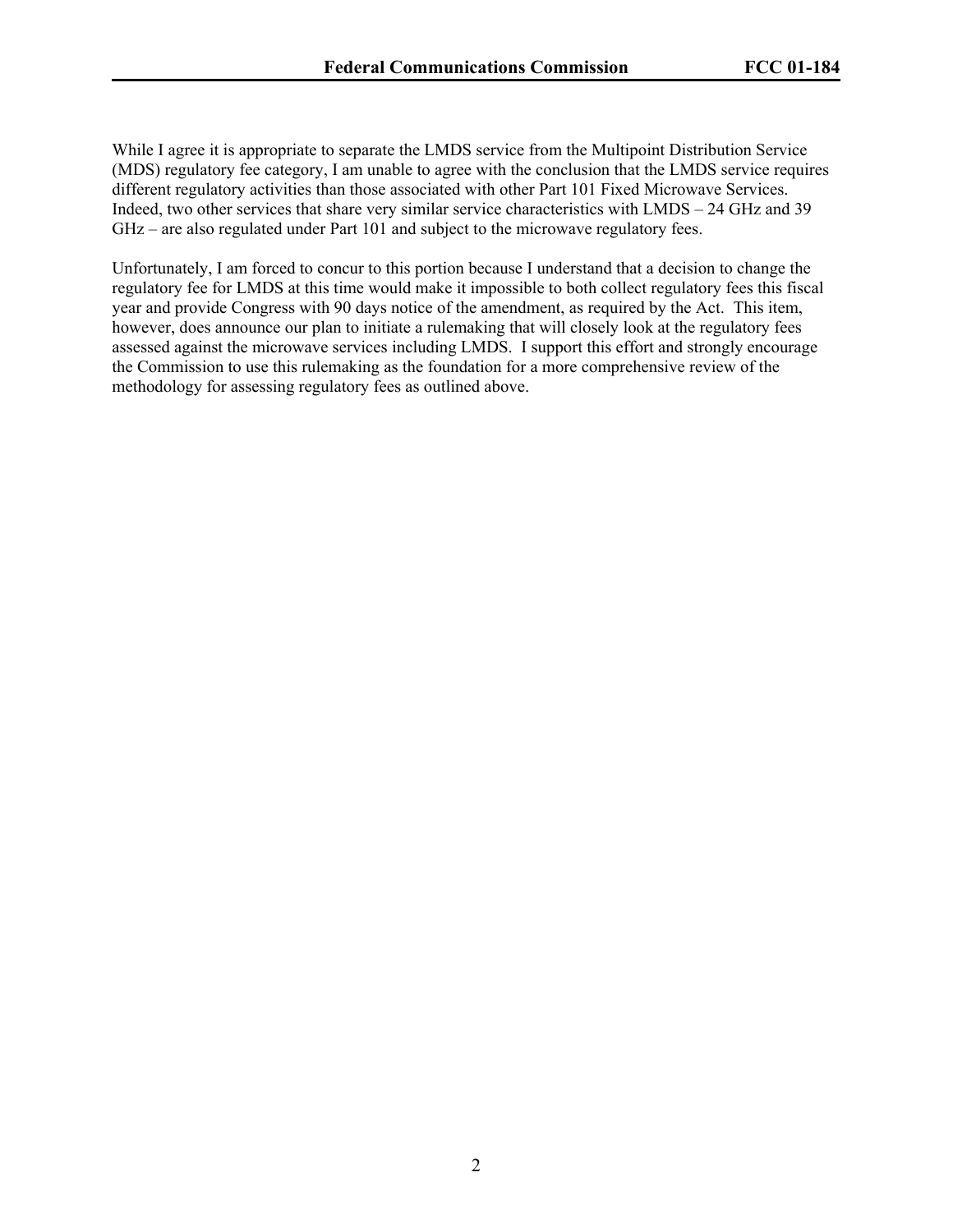While I agree it is appropriate to separate the LMDS service from the Multipoint Distribution Service (MDS) regulatory fee category, I am unable to agree with the conclusion that the LMDS service requires different regulatory activities than those associated with other Part 101 Fixed Microwave Services. Indeed, two other services that share very similar service characteristics with LMDS – 24 GHz and 39 GHz – are also regulated under Part 101 and subject to the microwave regulatory fees.

Unfortunately, I am forced to concur to this portion because I understand that a decision to change the regulatory fee for LMDS at this time would make it impossible to both collect regulatory fees this fiscal year and provide Congress with 90 days notice of the amendment, as required by the Act. This item, however, does announce our plan to initiate a rulemaking that will closely look at the regulatory fees assessed against the microwave services including LMDS. I support this effort and strongly encourage the Commission to use this rulemaking as the foundation for a more comprehensive review of the methodology for assessing regulatory fees as outlined above.